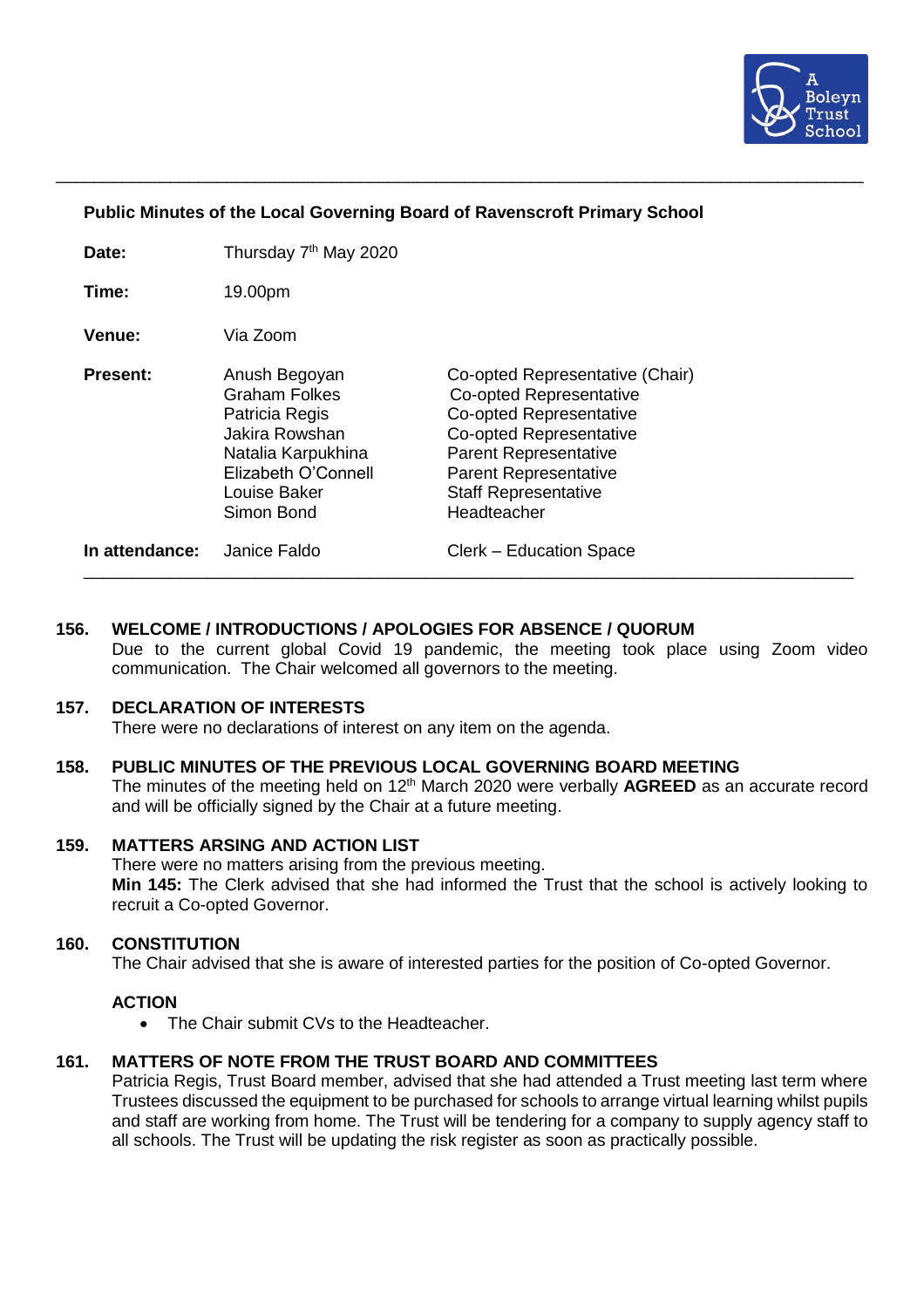**Public Minutes of the Local Governing Board of Ravenscroft Primary School**

| | | |
|---|---|---|
| **Date:** | Thursday 7th May 2020 | |
| **Time:** | 19.00pm | |
| **Venue:** | Via Zoom | |
| **Present:** | Anush Begoyan | Co-opted Representative (Chair) |
| | Graham Folkes | Co-opted Representative |
| | Patricia Regis | Co-opted Representative |
| | Jakira Rowshan | Co-opted Representative |
| | Natalia Karpukhina | Parent Representative |
| | Elizabeth O'Connell | Parent Representative |
| | Louise Baker | Staff Representative |
| | Simon Bond | Headteacher |
| **In attendance:** | Janice Faldo | Clerk – Education Space |

**156. WELCOME / INTRODUCTIONS / APOLOGIES FOR ABSENCE / QUORUM**

Due to the current global Covid 19 pandemic, the meeting took place using Zoom video communication. The Chair welcomed all governors to the meeting.

**157. DECLARATION OF INTERESTS**

There were no declarations of interest on any item on the agenda.

**158. PUBLIC MINUTES OF THE PREVIOUS LOCAL GOVERNING BOARD MEETING**

The minutes of the meeting held on 12th March 2020 were verbally **AGREED** as an accurate record and will be officially signed by the Chair at a future meeting.

**159. MATTERS ARSING AND ACTION LIST**

There were no matters arising from the previous meeting.

**Min 145:** The Clerk advised that she had informed the Trust that the school is actively looking to recruit a Co-opted Governor.

**160. CONSTITUTION**

The Chair advised that she is aware of interested parties for the position of Co-opted Governor.

**ACTION**

- The Chair submit CVs to the Headteacher.

**161. MATTERS OF NOTE FROM THE TRUST BOARD AND COMMITTEES**

Patricia Regis, Trust Board member, advised that she had attended a Trust meeting last term where Trustees discussed the equipment to be purchased for schools to arrange virtual learning whilst pupils and staff are working from home. The Trust will be tendering for a company to supply agency staff to all schools. The Trust will be updating the risk register as soon as practically possible.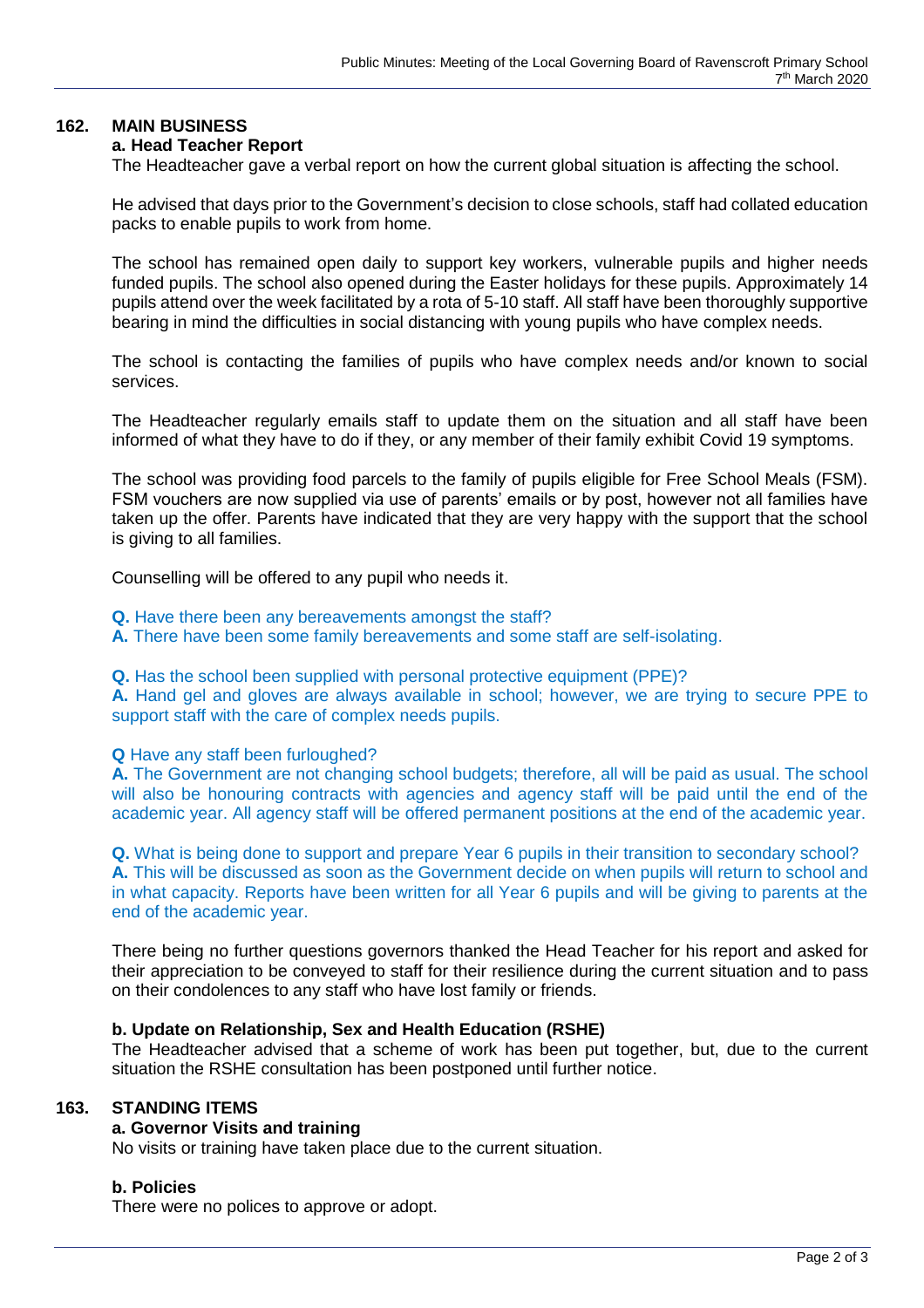## 162. MAIN BUSINESS

### a. Head Teacher Report

The Headteacher gave a verbal report on how the current global situation is affecting the school.

He advised that days prior to the Government's decision to close schools, staff had collated education packs to enable pupils to work from home.

The school has remained open daily to support key workers, vulnerable pupils and higher needs funded pupils. The school also opened during the Easter holidays for these pupils. Approximately 14 pupils attend over the week facilitated by a rota of 5-10 staff. All staff have been thoroughly supportive bearing in mind the difficulties in social distancing with young pupils who have complex needs.

The school is contacting the families of pupils who have complex needs and/or known to social services.

The Headteacher regularly emails staff to update them on the situation and all staff have been informed of what they have to do if they, or any member of their family exhibit Covid 19 symptoms.

The school was providing food parcels to the family of pupils eligible for Free School Meals (FSM). FSM vouchers are now supplied via use of parents' emails or by post, however not all families have taken up the offer. Parents have indicated that they are very happy with the support that the school is giving to all families.

Counselling will be offered to any pupil who needs it.

**Q.** Have there been any bereavements amongst the staff?
**A.** There have been some family bereavements and some staff are self-isolating.

**Q.** Has the school been supplied with personal protective equipment (PPE)?
**A.** Hand gel and gloves are always available in school; however, we are trying to secure PPE to support staff with the care of complex needs pupils.

**Q** Have any staff been furloughed?
**A.** The Government are not changing school budgets; therefore, all will be paid as usual. The school will also be honouring contracts with agencies and agency staff will be paid until the end of the academic year. All agency staff will be offered permanent positions at the end of the academic year.

**Q.** What is being done to support and prepare Year 6 pupils in their transition to secondary school?
**A.** This will be discussed as soon as the Government decide on when pupils will return to school and in what capacity. Reports have been written for all Year 6 pupils and will be giving to parents at the end of the academic year.

There being no further questions governors thanked the Head Teacher for his report and asked for their appreciation to be conveyed to staff for their resilience during the current situation and to pass on their condolences to any staff who have lost family or friends.

### b. Update on Relationship, Sex and Health Education (RSHE)

The Headteacher advised that a scheme of work has been put together, but, due to the current situation the RSHE consultation has been postponed until further notice.

## 163. STANDING ITEMS

### a. Governor Visits and training

No visits or training have taken place due to the current situation.

### b. Policies

There were no polices to approve or adopt.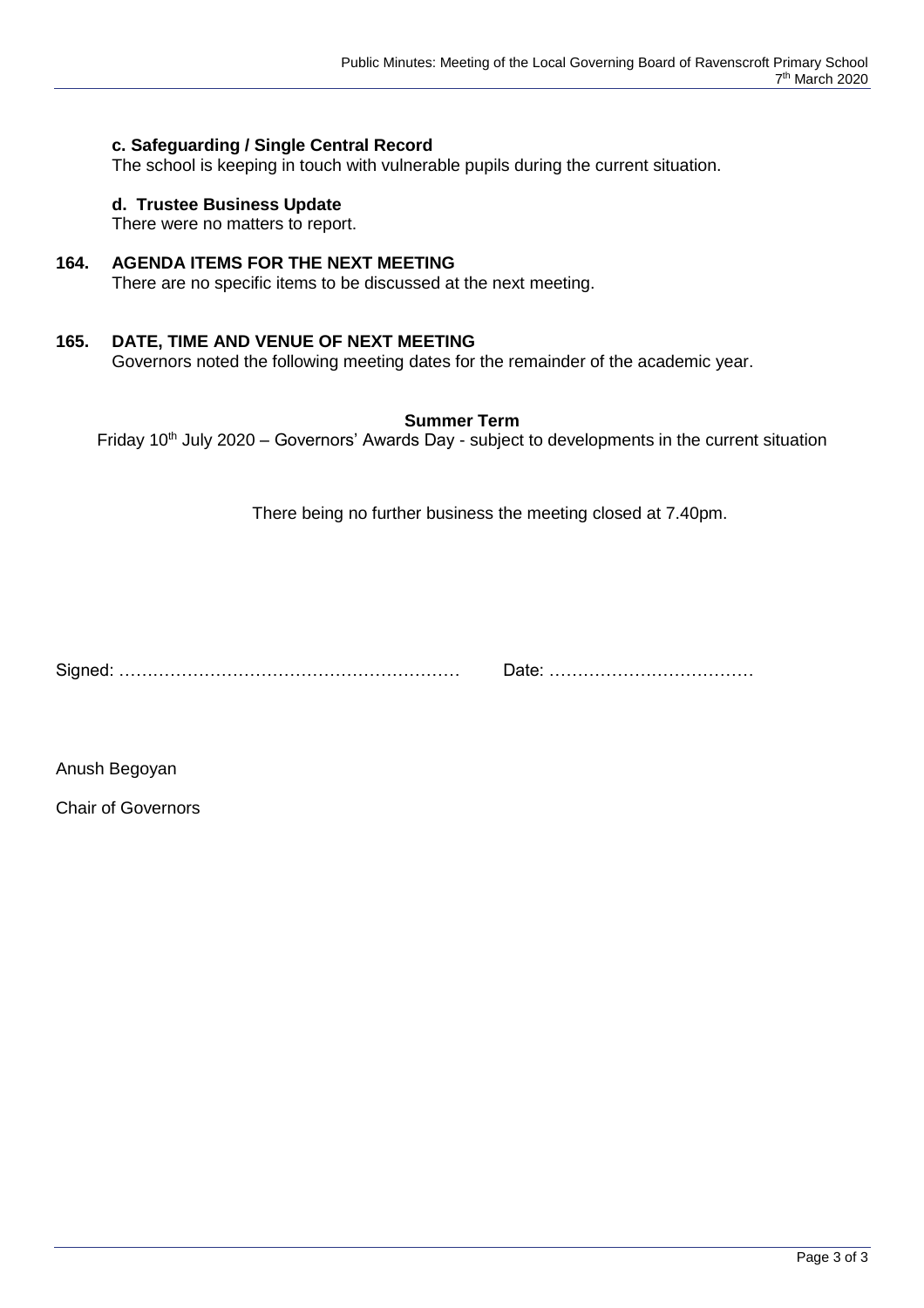**c. Safeguarding / Single Central Record**

The school is keeping in touch with vulnerable pupils during the current situation.

**d. Trustee Business Update**

There were no matters to report.

**164. AGENDA ITEMS FOR THE NEXT MEETING**

There are no specific items to be discussed at the next meeting.

**165. DATE, TIME AND VENUE OF NEXT MEETING**

Governors noted the following meeting dates for the remainder of the academic year.

**Summer Term**

Friday 10th July 2020 – Governors' Awards Day - subject to developments in the current situation

There being no further business the meeting closed at 7.40pm.

Signed: …………………………………………………… Date: ………………………………

Anush Begoyan

Chair of Governors